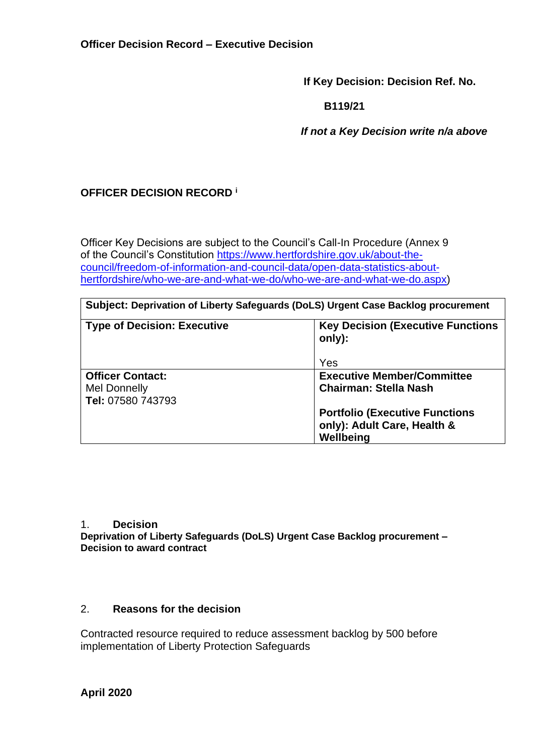**Officer Decision Record – Executive Decision**

**If Key Decision: Decision Ref. No.**

**B119/21**

***If not a Key Decision write n/a above***

## OFFICER DECISION RECORD [i]

Officer Key Decisions are subject to the Council's Call-In Procedure (Annex 9 of the Council's Constitution https://www.hertfordshire.gov.uk/about-the-council/freedom-of-information-and-council-data/open-data-statistics-about-hertfordshire/who-we-are-and-what-we-do/who-we-are-and-what-we-do.aspx)

| **Subject: Deprivation of Liberty Safeguards (DoLS) Urgent Case Backlog procurement** | |
|---|---|
| **Type of Decision: Executive** | **Key Decision (Executive Functions only):**<br><br>Yes |
| **Officer Contact:**<br>Mel Donnelly<br>**Tel:** 07580 743793 | **Executive Member/Committee Chairman: Stella Nash**<br><br>**Portfolio (Executive Functions only): Adult Care, Health & Wellbeing** |

1. **Decision**

**Deprivation of Liberty Safeguards (DoLS) Urgent Case Backlog procurement – Decision to award contract**

2. **Reasons for the decision**

Contracted resource required to reduce assessment backlog by 500 before implementation of Liberty Protection Safeguards

**April 2020**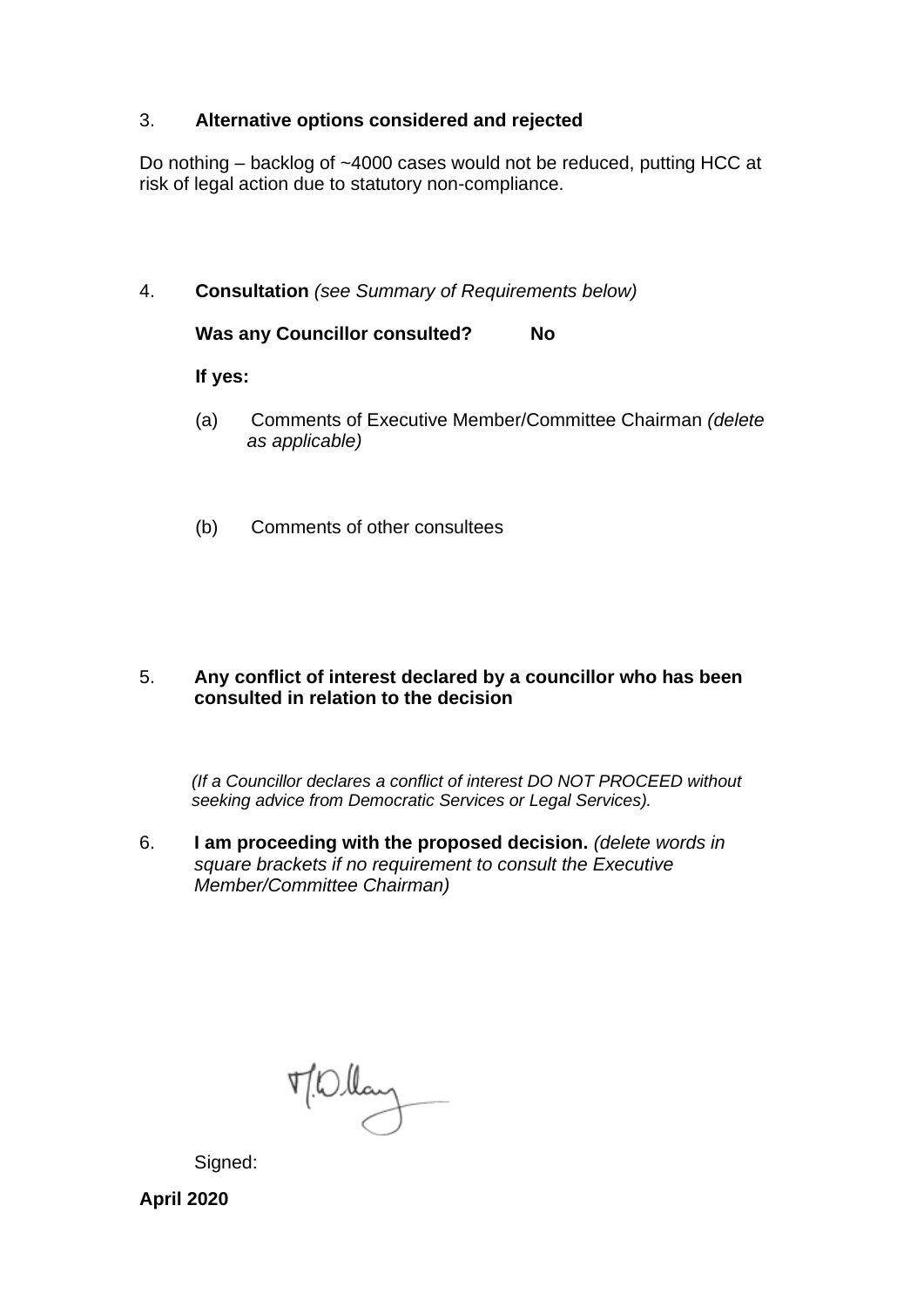3. **Alternative options considered and rejected**

Do nothing – backlog of ~4000 cases would not be reduced, putting HCC at risk of legal action due to statutory non-compliance.

4. **Consultation** *(see Summary of Requirements below)*

   **Was any Councillor consulted?** **No**

   **If yes:**

   (a) Comments of Executive Member/Committee Chairman *(delete as applicable)*

   (b) Comments of other consultees

5. **Any conflict of interest declared by a councillor who has been consulted in relation to the decision**

   *(If a Councillor declares a conflict of interest DO NOT PROCEED without seeking advice from Democratic Services or Legal Services).*

6. **I am proceeding with the proposed decision.** *(delete words in square brackets if no requirement to consult the Executive Member/Committee Chairman)*

   Signed:

**April 2020**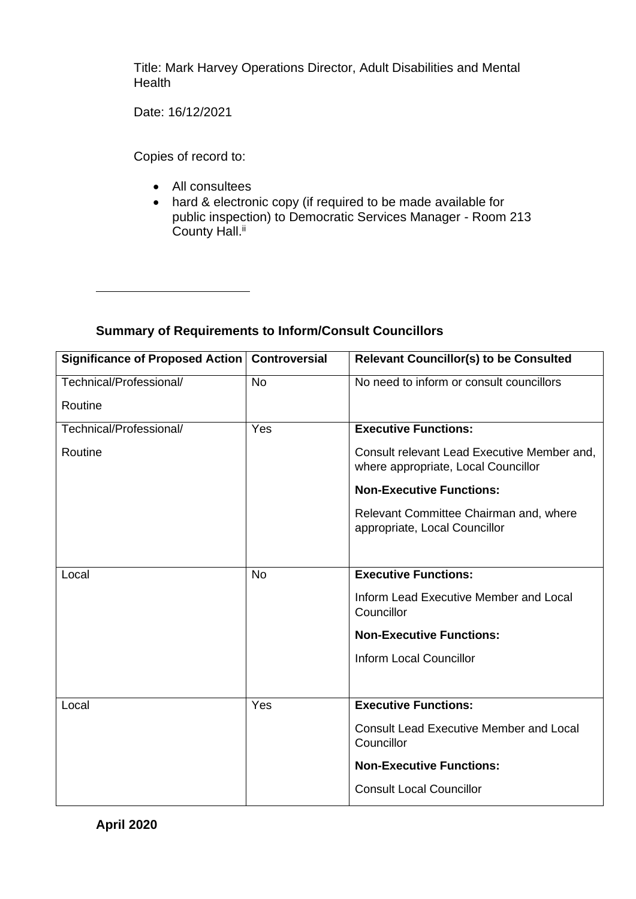Title: Mark Harvey Operations Director, Adult Disabilities and Mental Health

Date: 16/12/2021

Copies of record to:

- All consultees
- hard & electronic copy (if required to be made available for public inspection) to Democratic Services Manager - Room 213 County Hall.[ii]

---

**Summary of Requirements to Inform/Consult Councillors**

| Significance of Proposed Action | Controversial | Relevant Councillor(s) to be Consulted |
|---|---|---|
| Technical/Professional/ Routine | No | No need to inform or consult councillors |
| Technical/Professional/ Routine | Yes | **Executive Functions:** Consult relevant Lead Executive Member and, where appropriate, Local Councillor **Non-Executive Functions:** Relevant Committee Chairman and, where appropriate, Local Councillor |
| Local | No | **Executive Functions:** Inform Lead Executive Member and Local Councillor **Non-Executive Functions:** Inform Local Councillor |
| Local | Yes | **Executive Functions:** Consult Lead Executive Member and Local Councillor **Non-Executive Functions:** Consult Local Councillor |

**April 2020**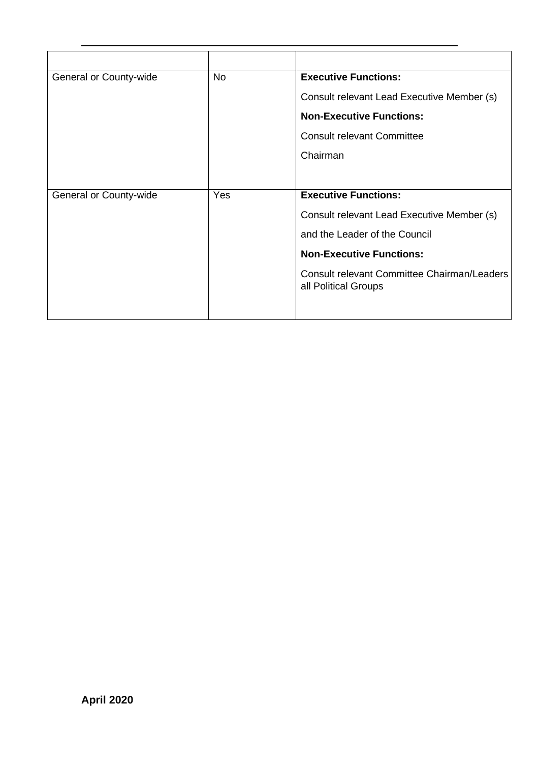| | | |
|---|---|---|
| General or County-wide | No | **Executive Functions:**<br>Consult relevant Lead Executive Member (s)<br>**Non-Executive Functions:**<br>Consult relevant Committee<br>Chairman |
| General or County-wide | Yes | **Executive Functions:**<br>Consult relevant Lead Executive Member (s)<br>and the Leader of the Council<br>**Non-Executive Functions:**<br>Consult relevant Committee Chairman/Leaders all Political Groups |

**April 2020**